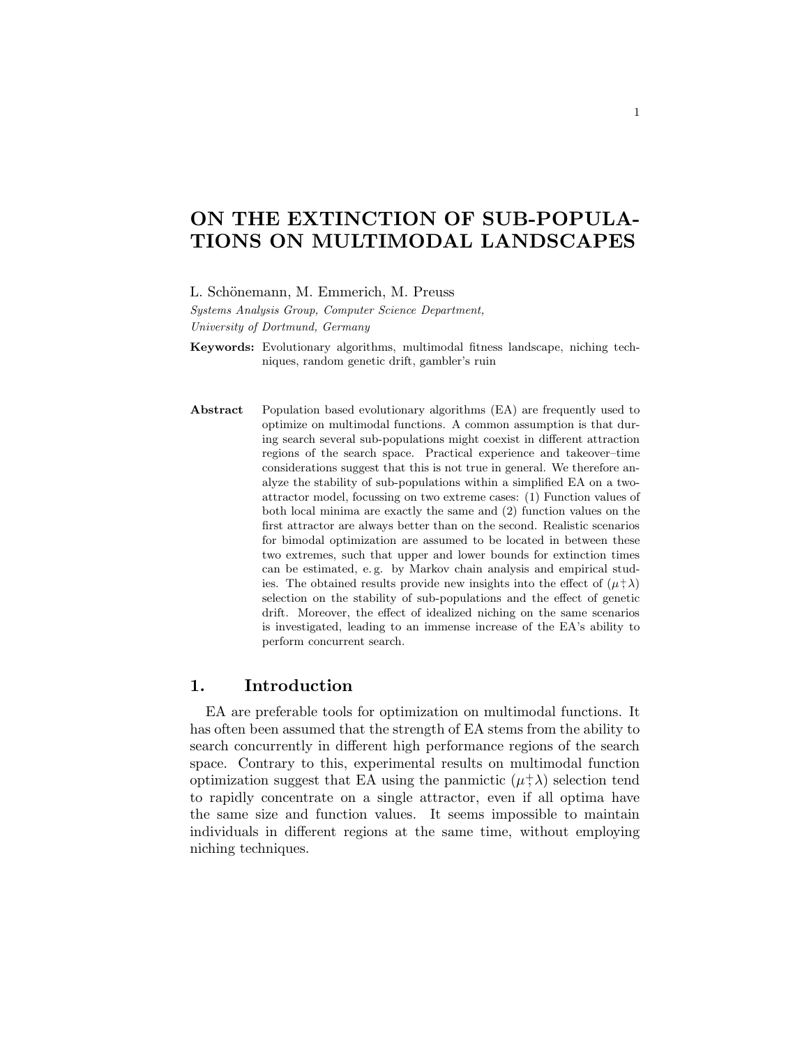# ON THE EXTINCTION OF SUB-POPULATIONS ON MULTIMODAL LANDSCAPES

L. Schönemann, M. Emmerich, M. Preuss

*Systems Analysis Group, Computer Science Department,*
*University of Dortmund, Germany*

**Keywords:** Evolutionary algorithms, multimodal fitness landscape, niching techniques, random genetic drift, gambler's ruin

**Abstract** Population based evolutionary algorithms (EA) are frequently used to optimize on multimodal functions. A common assumption is that during search several sub-populations might coexist in different attraction regions of the search space. Practical experience and takeover–time considerations suggest that this is not true in general. We therefore analyze the stability of sub-populations within a simplified EA on a two-attractor model, focussing on two extreme cases: (1) Function values of both local minima are exactly the same and (2) function values on the first attractor are always better than on the second. Realistic scenarios for bimodal optimization are assumed to be located in between these two extremes, such that upper and lower bounds for extinction times can be estimated, e. g. by Markov chain analysis and empirical studies. The obtained results provide new insights into the effect of $(\mu \overset{+}{,} \lambda)$ selection on the stability of sub-populations and the effect of genetic drift. Moreover, the effect of idealized niching on the same scenarios is investigated, leading to an immense increase of the EA's ability to perform concurrent search.

## 1. Introduction

EA are preferable tools for optimization on multimodal functions. It has often been assumed that the strength of EA stems from the ability to search concurrently in different high performance regions of the search space. Contrary to this, experimental results on multimodal function optimization suggest that EA using the panmictic $(\mu \overset{+}{,} \lambda)$ selection tend to rapidly concentrate on a single attractor, even if all optima have the same size and function values. It seems impossible to maintain individuals in different regions at the same time, without employing niching techniques.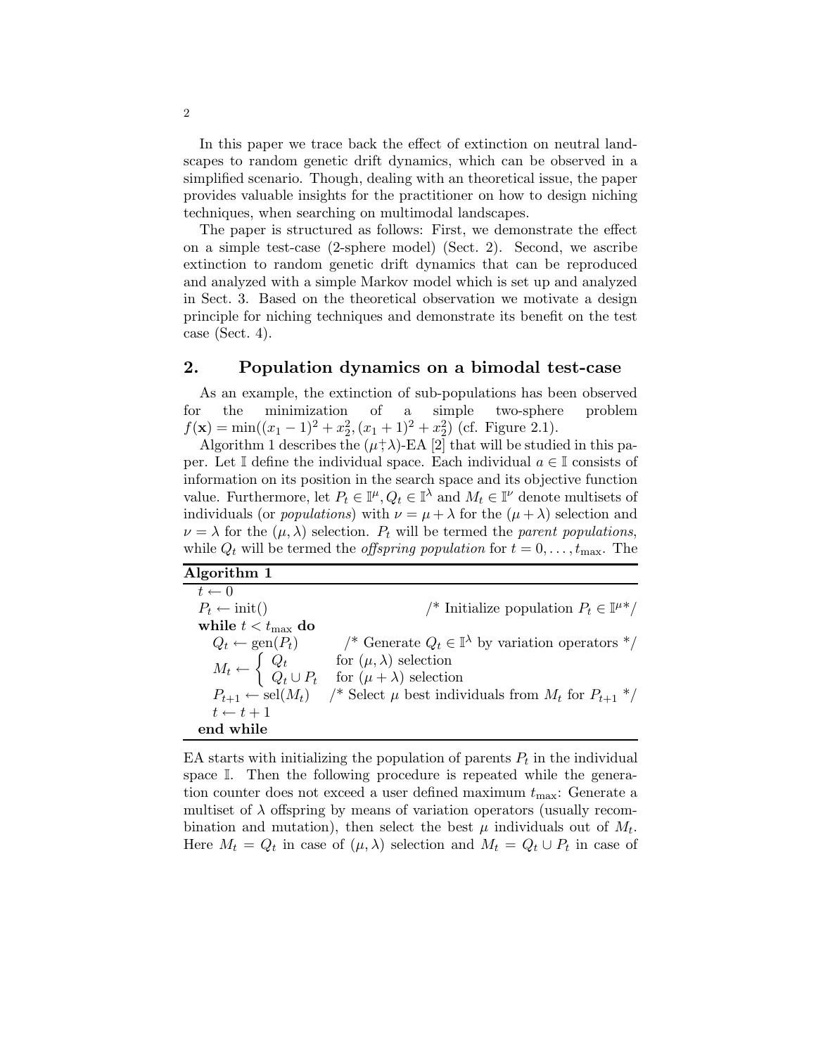In this paper we trace back the effect of extinction on neutral landscapes to random genetic drift dynamics, which can be observed in a simplified scenario. Though, dealing with an theoretical issue, the paper provides valuable insights for the practitioner on how to design niching techniques, when searching on multimodal landscapes.

The paper is structured as follows: First, we demonstrate the effect on a simple test-case (2-sphere model) (Sect. 2). Second, we ascribe extinction to random genetic drift dynamics that can be reproduced and analyzed with a simple Markov model which is set up and analyzed in Sect. 3. Based on the theoretical observation we motivate a design principle for niching techniques and demonstrate its benefit on the test case (Sect. 4).

## 2. Population dynamics on a bimodal test-case

As an example, the extinction of sub-populations has been observed for the minimization of a simple two-sphere problem $f(\mathbf{x}) = \min((x_1 - 1)^2 + x_2^2, (x_1 + 1)^2 + x_2^2)$ (cf. Figure 2.1).

Algorithm 1 describes the $(\mu \overset{+}{,} \lambda)$-EA [2] that will be studied in this paper. Let $\mathbb{I}$ define the individual space. Each individual $a \in \mathbb{I}$ consists of information on its position in the search space and its objective function value. Furthermore, let $P_t \in \mathbb{I}^\mu, Q_t \in \mathbb{I}^\lambda$ and $M_t \in \mathbb{I}^\nu$ denote multisets of individuals (or *populations*) with $\nu = \mu + \lambda$ for the $(\mu + \lambda)$ selection and $\nu = \lambda$ for the $(\mu, \lambda)$ selection. $P_t$ will be termed the *parent populations*, while $Q_t$ will be termed the *offspring population* for $t = 0, \ldots, t_{\max}$. The

**Algorithm 1**

```
t ← 0
P_t ← init()                    /* Initialize population P_t ∈ I^μ */
while t < t_max do
   Q_t ← gen(P_t)               /* Generate Q_t ∈ I^λ by variation operators */
   M_t ← { Q_t         for (μ, λ) selection
         { Q_t ∪ P_t   for (μ + λ) selection
   P_{t+1} ← sel(M_t)           /* Select μ best individuals from M_t for P_{t+1} */
   t ← t + 1
end while
```

EA starts with initializing the population of parents $P_t$ in the individual space $\mathbb{I}$. Then the following procedure is repeated while the generation counter does not exceed a user defined maximum $t_{\max}$: Generate a multiset of $\lambda$ offspring by means of variation operators (usually recombination and mutation), then select the best $\mu$ individuals out of $M_t$. Here $M_t = Q_t$ in case of $(\mu, \lambda)$ selection and $M_t = Q_t \cup P_t$ in case of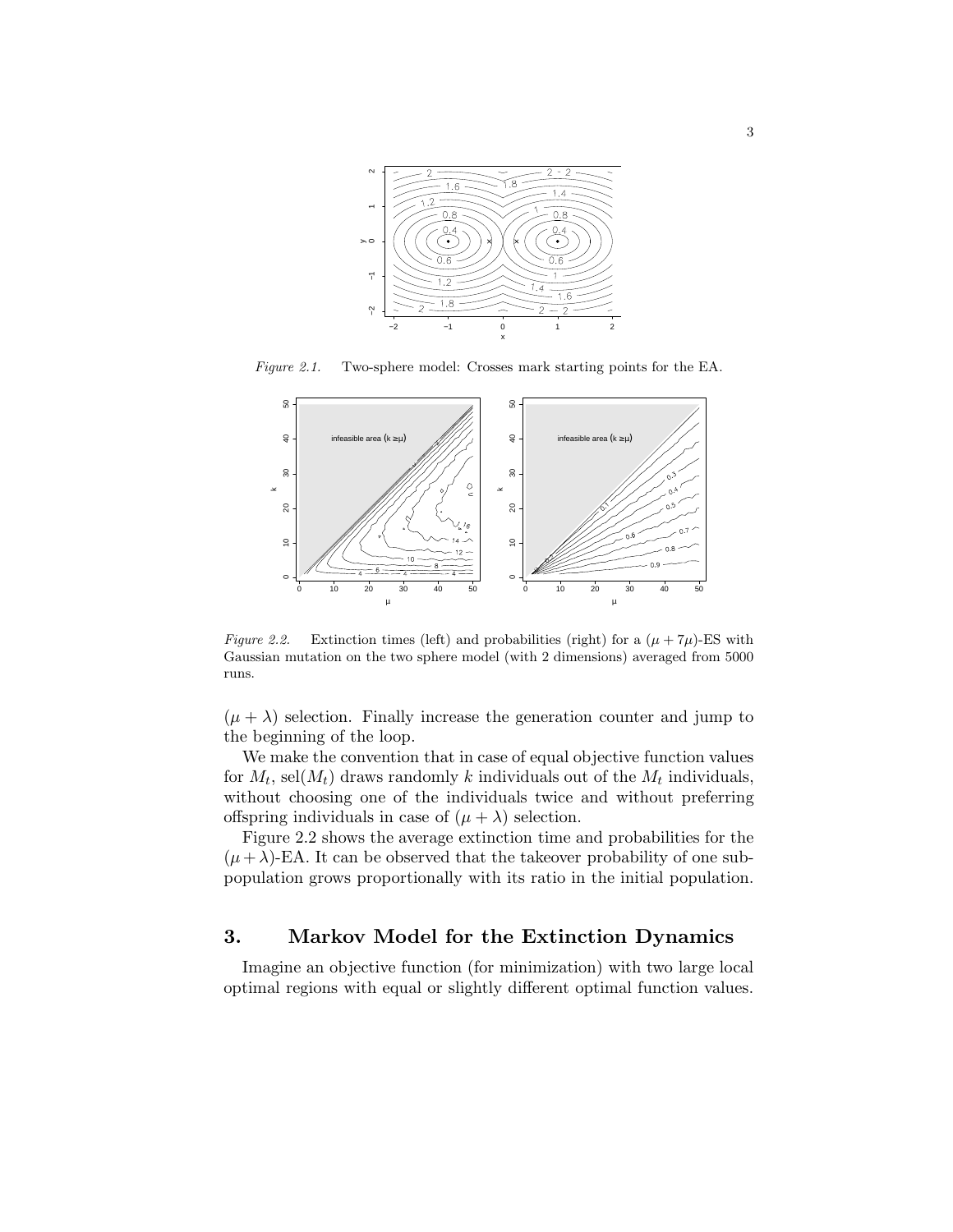*Figure 2.1.* Two-sphere model: Crosses mark starting points for the EA.

*Figure 2.2.* Extinction times (left) and probabilities (right) for a $(\mu + 7\mu)$-ES with Gaussian mutation on the two sphere model (with 2 dimensions) averaged from 5000 runs.

$(\mu + \lambda)$ selection. Finally increase the generation counter and jump to the beginning of the loop.

We make the convention that in case of equal objective function values for $M_t$, $\mathrm{sel}(M_t)$ draws randomly $k$ individuals out of the $M_t$ individuals, without choosing one of the individuals twice and without preferring offspring individuals in case of $(\mu + \lambda)$ selection.

Figure 2.2 shows the average extinction time and probabilities for the $(\mu + \lambda)$-EA. It can be observed that the takeover probability of one subpopulation grows proportionally with its ratio in the initial population.

## 3. Markov Model for the Extinction Dynamics

Imagine an objective function (for minimization) with two large local optimal regions with equal or slightly different optimal function values.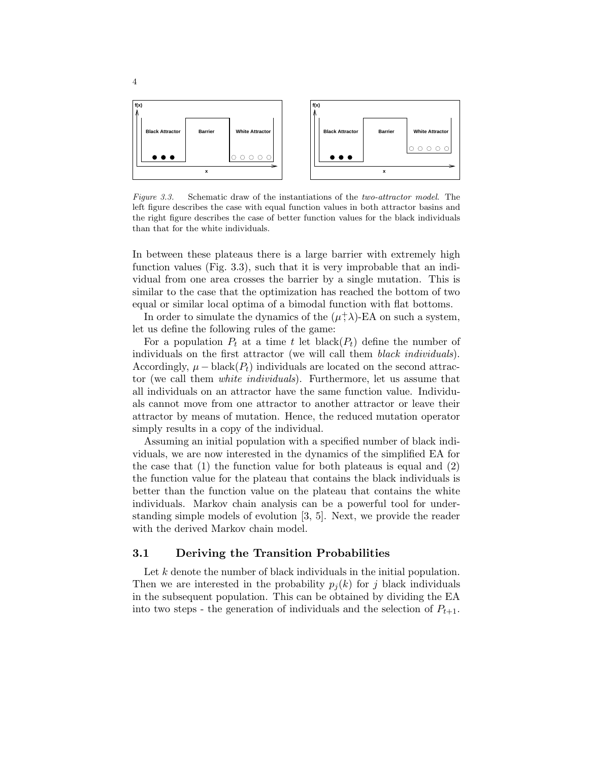*Figure 3.3.* Schematic draw of the instantiations of the *two-attractor model*. The left figure describes the case with equal function values in both attractor basins and the right figure describes the case of better function values for the black individuals than that for the white individuals.

In between these plateaus there is a large barrier with extremely high function values (Fig. 3.3), such that it is very improbable that an individual from one area crosses the barrier by a single mutation. This is similar to the case that the optimization has reached the bottom of two equal or similar local optima of a bimodal function with flat bottoms.

In order to simulate the dynamics of the $(\mu \overset{+}{,} \lambda)$-EA on such a system, let us define the following rules of the game:

For a population $P_t$ at a time $t$ let $\text{black}(P_t)$ define the number of individuals on the first attractor (we will call them *black individuals*). Accordingly, $\mu - \text{black}(P_t)$ individuals are located on the second attractor (we call them *white individuals*). Furthermore, let us assume that all individuals on an attractor have the same function value. Individuals cannot move from one attractor to another attractor or leave their attractor by means of mutation. Hence, the reduced mutation operator simply results in a copy of the individual.

Assuming an initial population with a specified number of black individuals, we are now interested in the dynamics of the simplified EA for the case that (1) the function value for both plateaus is equal and (2) the function value for the plateau that contains the black individuals is better than the function value on the plateau that contains the white individuals. Markov chain analysis can be a powerful tool for understanding simple models of evolution [3, 5]. Next, we provide the reader with the derived Markov chain model.

## 3.1 Deriving the Transition Probabilities

Let $k$ denote the number of black individuals in the initial population. Then we are interested in the probability $p_j(k)$ for $j$ black individuals in the subsequent population. This can be obtained by dividing the EA into two steps - the generation of individuals and the selection of $P_{t+1}$.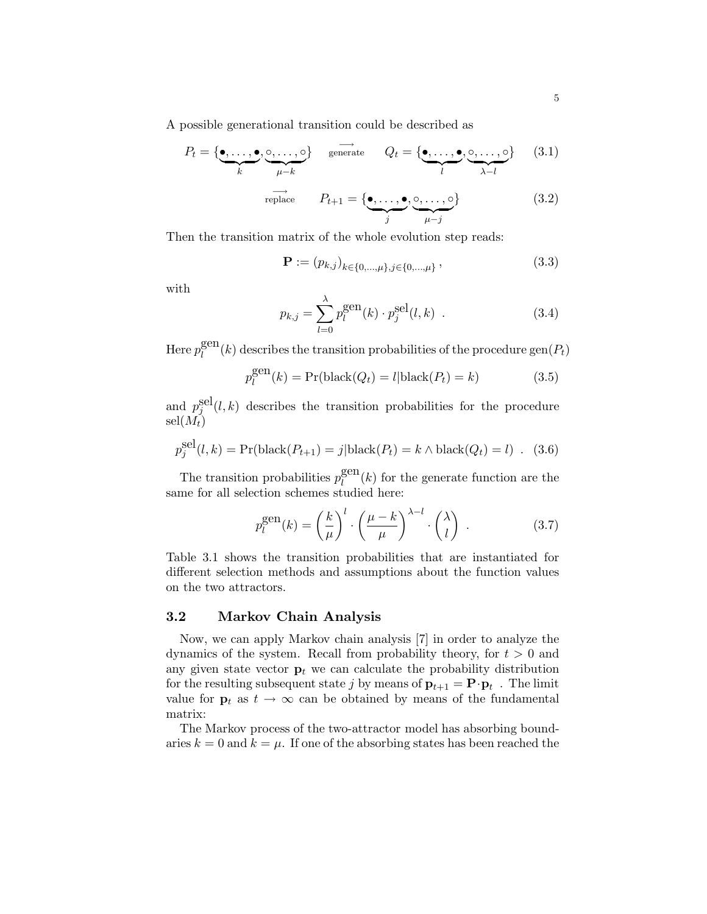A possible generational transition could be described as

$$P_t = \{\underbrace{\bullet,\ldots,\bullet}_{k},\underbrace{\circ,\ldots,\circ}_{\mu-k}\} \quad \overset{\longrightarrow}{\text{generate}} \quad Q_t = \{\underbrace{\bullet,\ldots,\bullet}_{l},\underbrace{\circ,\ldots,\circ}_{\lambda-l}\} \tag{3.1}$$

$$\overset{\longrightarrow}{\text{replace}} \quad P_{t+1} = \{\underbrace{\bullet,\ldots,\bullet}_{j},\underbrace{\circ,\ldots,\circ}_{\mu-j}\} \tag{3.2}$$

Then the transition matrix of the whole evolution step reads:

$$\mathbf{P} := (p_{k,j})_{k\in\{0,\ldots,\mu\},j\in\{0,\ldots,\mu\}}\ , \tag{3.3}$$

with

$$p_{k,j} = \sum_{l=0}^{\lambda} p_l^{\text{gen}}(k) \cdot p_j^{\text{sel}}(l,k) \ \ . \tag{3.4}$$

Here $p_l^{\text{gen}}(k)$ describes the transition probabilities of the procedure $\text{gen}(P_t)$

$$p_l^{\text{gen}}(k) = \Pr(\text{black}(Q_t) = l|\text{black}(P_t) = k) \tag{3.5}$$

and $p_j^{\text{sel}}(l,k)$ describes the transition probabilities for the procedure $\text{sel}(M_t)$

$$p_j^{\text{sel}}(l,k) = \Pr(\text{black}(P_{t+1}) = j|\text{black}(P_t) = k \wedge \text{black}(Q_t) = l) \ \ . \tag{3.6}$$

The transition probabilities $p_l^{\text{gen}}(k)$ for the generate function are the same for all selection schemes studied here:

$$p_l^{\text{gen}}(k) = \left(\frac{k}{\mu}\right)^l \cdot \left(\frac{\mu-k}{\mu}\right)^{\lambda-l} \cdot \binom{\lambda}{l} \ \ . \tag{3.7}$$

Table 3.1 shows the transition probabilities that are instantiated for different selection methods and assumptions about the function values on the two attractors.

## 3.2 Markov Chain Analysis

Now, we can apply Markov chain analysis [7] in order to analyze the dynamics of the system. Recall from probability theory, for $t > 0$ and any given state vector $\mathbf{p}_t$ we can calculate the probability distribution for the resulting subsequent state $j$ by means of $\mathbf{p}_{t+1} = \mathbf{P} \cdot \mathbf{p}_t$ . The limit value for $\mathbf{p}_t$ as $t \to \infty$ can be obtained by means of the fundamental matrix:

The Markov process of the two-attractor model has absorbing boundaries $k = 0$ and $k = \mu$. If one of the absorbing states has been reached the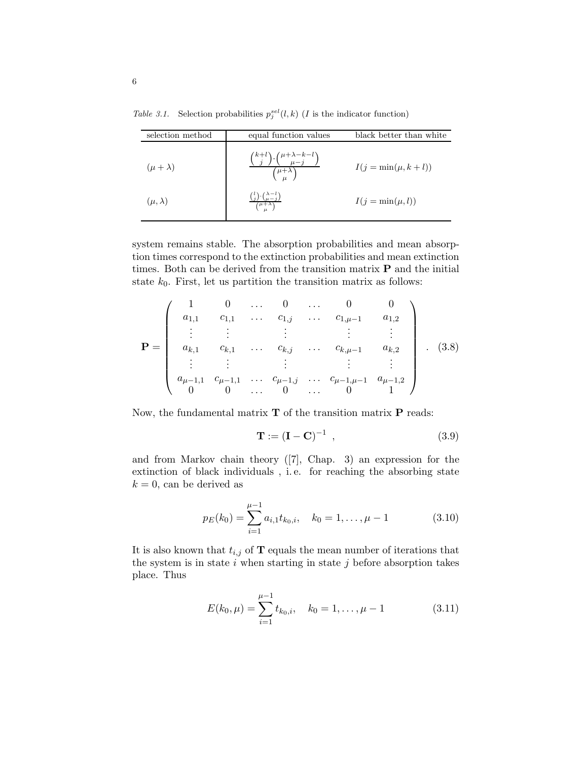*Table 3.1.* Selection probabilities $p_j^{sel}(l,k)$ ($I$ is the indicator function)

| selection method | equal function values | black better than white |
|---|---|---|
| $(\mu+\lambda)$ | $\frac{\binom{k+l}{j}\cdot\binom{\mu+\lambda-k-l}{\mu-j}}{\binom{\mu+\lambda}{\mu}}$ | $I(j=\min(\mu,k+l))$ |
| $(\mu,\lambda)$ | $\frac{\binom{l}{j}\cdot\binom{\lambda-l}{\mu-j}}{\binom{\mu+\lambda}{\mu}}$ | $I(j=\min(\mu,l))$ |

system remains stable. The absorption probabilities and mean absorption times correspond to the extinction probabilities and mean extinction times. Both can be derived from the transition matrix $\mathbf{P}$ and the initial state $k_0$. First, let us partition the transition matrix as follows:

$$\mathbf{P} = \begin{pmatrix} 1 & 0 & \dots & 0 & \dots & 0 & 0 \\ a_{1,1} & c_{1,1} & \dots & c_{1,j} & \dots & c_{1,\mu-1} & a_{1,2} \\ \vdots & \vdots & & \vdots & & \vdots & \vdots \\ a_{k,1} & c_{k,1} & \dots & c_{k,j} & \dots & c_{k,\mu-1} & a_{k,2} \\ \vdots & \vdots & & \vdots & & \vdots & \vdots \\ a_{\mu-1,1} & c_{\mu-1,1} & \dots & c_{\mu-1,j} & \dots & c_{\mu-1,\mu-1} & a_{\mu-1,2} \\ 0 & 0 & \dots & 0 & \dots & 0 & 1 \end{pmatrix} . \quad (3.8)$$

Now, the fundamental matrix $\mathbf{T}$ of the transition matrix $\mathbf{P}$ reads:

$$\mathbf{T} := (\mathbf{I} - \mathbf{C})^{-1} \ , \quad (3.9)$$

and from Markov chain theory ([7], Chap. 3) an expression for the extinction of black individuals , i. e. for reaching the absorbing state $k = 0$, can be derived as

$$p_E(k_0) = \sum_{i=1}^{\mu-1} a_{i,1} t_{k_0,i}, \quad k_0 = 1, \dots, \mu - 1 \quad (3.10)$$

It is also known that $t_{i,j}$ of $\mathbf{T}$ equals the mean number of iterations that the system is in state $i$ when starting in state $j$ before absorption takes place. Thus

$$E(k_0, \mu) = \sum_{i=1}^{\mu-1} t_{k_0,i}, \quad k_0 = 1, \dots, \mu - 1 \quad (3.11)$$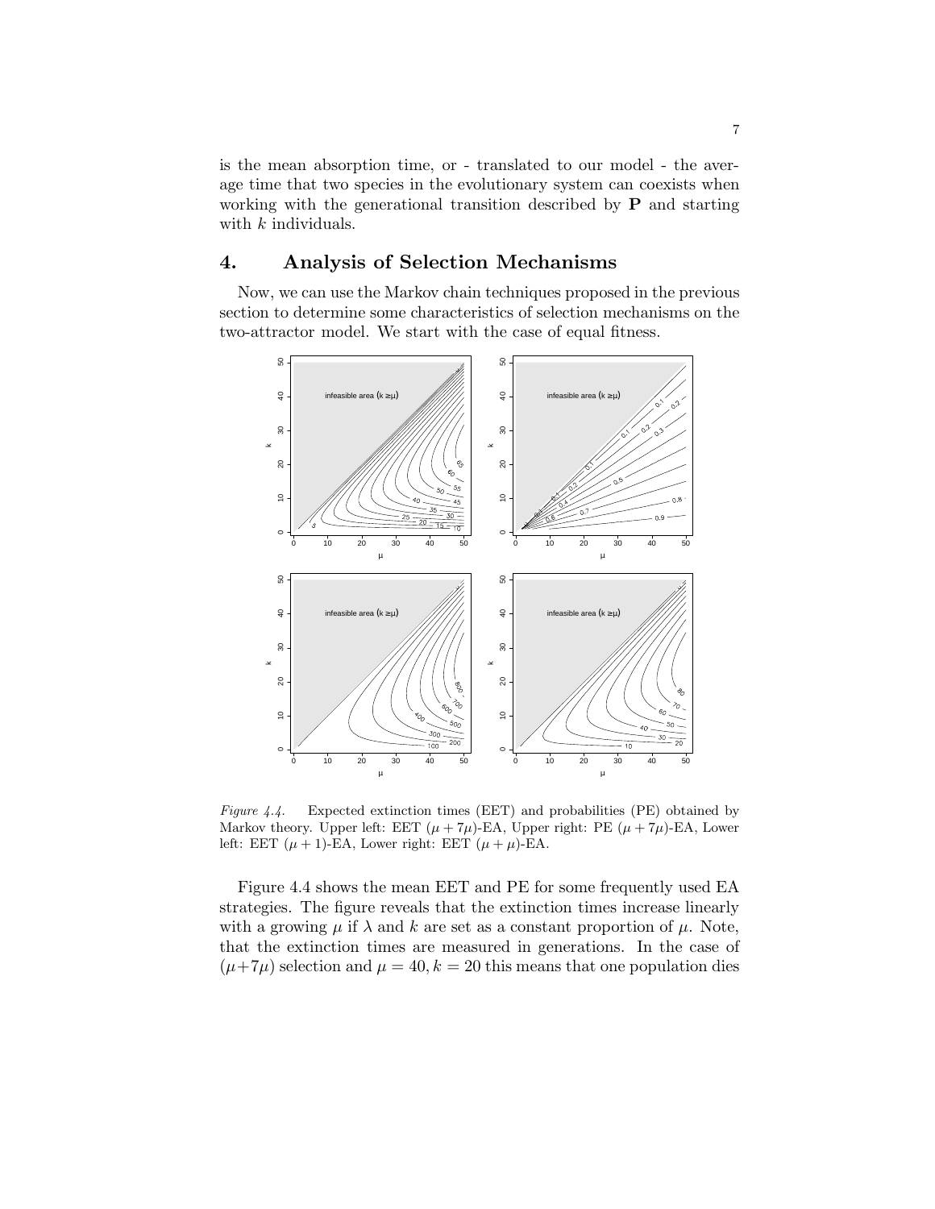is the mean absorption time, or - translated to our model - the average time that two species in the evolutionary system can coexists when working with the generational transition described by $\mathbf{P}$ and starting with $k$ individuals.

## 4. Analysis of Selection Mechanisms

Now, we can use the Markov chain techniques proposed in the previous section to determine some characteristics of selection mechanisms on the two-attractor model. We start with the case of equal fitness.

*Figure 4.4.* Expected extinction times (EET) and probabilities (PE) obtained by Markov theory. Upper left: EET $(\mu + 7\mu)$-EA, Upper right: PE $(\mu + 7\mu)$-EA, Lower left: EET $(\mu + 1)$-EA, Lower right: EET $(\mu + \mu)$-EA.

Figure 4.4 shows the mean EET and PE for some frequently used EA strategies. The figure reveals that the extinction times increase linearly with a growing $\mu$ if $\lambda$ and $k$ are set as a constant proportion of $\mu$. Note, that the extinction times are measured in generations. In the case of $(\mu+7\mu)$ selection and $\mu = 40, k = 20$ this means that one population dies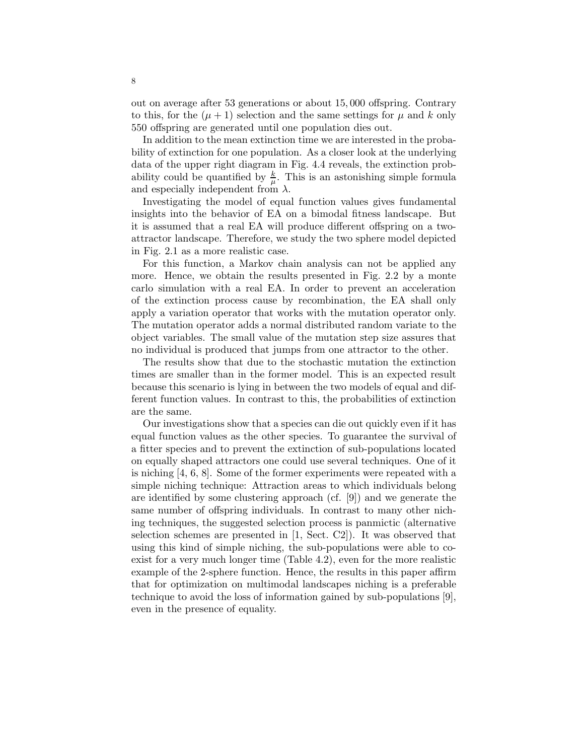out on average after 53 generations or about 15,000 offspring. Contrary to this, for the $(\mu + 1)$ selection and the same settings for $\mu$ and $k$ only 550 offspring are generated until one population dies out.

In addition to the mean extinction time we are interested in the probability of extinction for one population. As a closer look at the underlying data of the upper right diagram in Fig. 4.4 reveals, the extinction probability could be quantified by $\frac{k}{\mu}$. This is an astonishing simple formula and especially independent from $\lambda$.

Investigating the model of equal function values gives fundamental insights into the behavior of EA on a bimodal fitness landscape. But it is assumed that a real EA will produce different offspring on a two-attractor landscape. Therefore, we study the two sphere model depicted in Fig. 2.1 as a more realistic case.

For this function, a Markov chain analysis can not be applied any more. Hence, we obtain the results presented in Fig. 2.2 by a monte carlo simulation with a real EA. In order to prevent an acceleration of the extinction process cause by recombination, the EA shall only apply a variation operator that works with the mutation operator only. The mutation operator adds a normal distributed random variate to the object variables. The small value of the mutation step size assures that no individual is produced that jumps from one attractor to the other.

The results show that due to the stochastic mutation the extinction times are smaller than in the former model. This is an expected result because this scenario is lying in between the two models of equal and different function values. In contrast to this, the probabilities of extinction are the same.

Our investigations show that a species can die out quickly even if it has equal function values as the other species. To guarantee the survival of a fitter species and to prevent the extinction of sub-populations located on equally shaped attractors one could use several techniques. One of it is niching [4, 6, 8]. Some of the former experiments were repeated with a simple niching technique: Attraction areas to which individuals belong are identified by some clustering approach (cf. [9]) and we generate the same number of offspring individuals. In contrast to many other niching techniques, the suggested selection process is panmictic (alternative selection schemes are presented in [1, Sect. C2]). It was observed that using this kind of simple niching, the sub-populations were able to coexist for a very much longer time (Table 4.2), even for the more realistic example of the 2-sphere function. Hence, the results in this paper affirm that for optimization on multimodal landscapes niching is a preferable technique to avoid the loss of information gained by sub-populations [9], even in the presence of equality.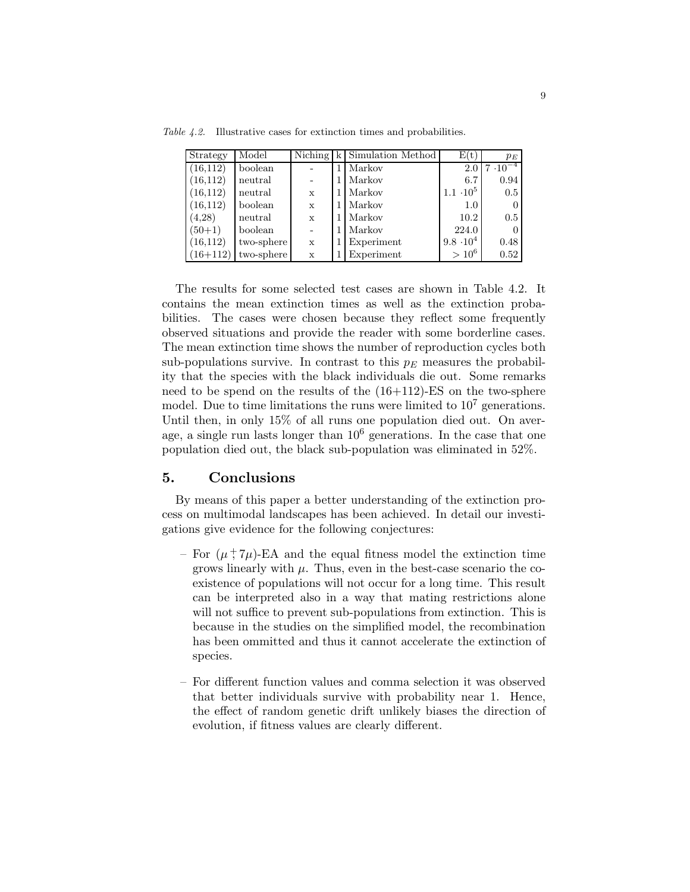*Table 4.2.* Illustrative cases for extinction times and probabilities.

| Strategy | Model | Niching | k | Simulation Method | E(t) | $p_E$ |
|---|---|---|---|---|---|---|
| (16,112) | boolean | - | 1 | Markov | 2.0 | $7 \cdot 10^{-4}$ |
| (16,112) | neutral | - | 1 | Markov | 6.7 | 0.94 |
| (16,112) | neutral | x | 1 | Markov | $1.1 \cdot 10^5$ | 0.5 |
| (16,112) | boolean | x | 1 | Markov | 1.0 | 0 |
| (4,28) | neutral | x | 1 | Markov | 10.2 | 0.5 |
| (50+1) | boolean | - | 1 | Markov | 224.0 | 0 |
| (16,112) | two-sphere | x | 1 | Experiment | $9.8 \cdot 10^4$ | 0.48 |
| (16+112) | two-sphere | x | 1 | Experiment | $> 10^6$ | 0.52 |

The results for some selected test cases are shown in Table 4.2. It contains the mean extinction times as well as the extinction probabilities. The cases were chosen because they reflect some frequently observed situations and provide the reader with some borderline cases. The mean extinction time shows the number of reproduction cycles both sub-populations survive. In contrast to this $p_E$ measures the probability that the species with the black individuals die out. Some remarks need to be spend on the results of the (16+112)-ES on the two-sphere model. Due to time limitations the runs were limited to $10^7$ generations. Until then, in only 15% of all runs one population died out. On average, a single run lasts longer than $10^6$ generations. In the case that one population died out, the black sub-population was eliminated in 52%.

## 5. Conclusions

By means of this paper a better understanding of the extinction process on multimodal landscapes has been achieved. In detail our investigations give evidence for the following conjectures:

– For $(\mu \overset{+}{,} 7\mu)$-EA and the equal fitness model the extinction time grows linearly with $\mu$. Thus, even in the best-case scenario the coexistence of populations will not occur for a long time. This result can be interpreted also in a way that mating restrictions alone will not suffice to prevent sub-populations from extinction. This is because in the studies on the simplified model, the recombination has been ommitted and thus it cannot accelerate the extinction of species.

– For different function values and comma selection it was observed that better individuals survive with probability near 1. Hence, the effect of random genetic drift unlikely biases the direction of evolution, if fitness values are clearly different.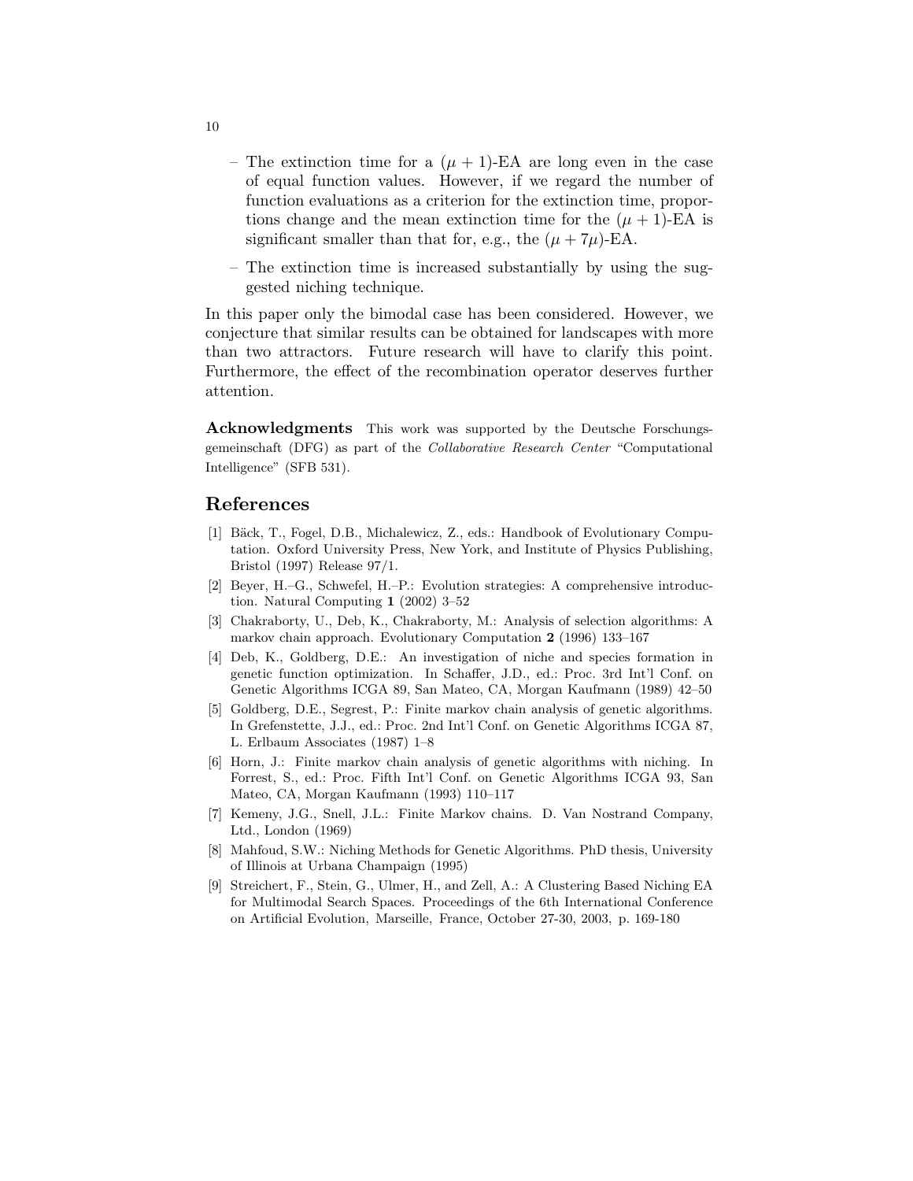- The extinction time for a $(\mu + 1)$-EA are long even in the case of equal function values. However, if we regard the number of function evaluations as a criterion for the extinction time, proportions change and the mean extinction time for the $(\mu + 1)$-EA is significant smaller than that for, e.g., the $(\mu + 7\mu)$-EA.
- The extinction time is increased substantially by using the suggested niching technique.

In this paper only the bimodal case has been considered. However, we conjecture that similar results can be obtained for landscapes with more than two attractors. Future research will have to clarify this point. Furthermore, the effect of the recombination operator deserves further attention.

**Acknowledgments** This work was supported by the Deutsche Forschungsgemeinschaft (DFG) as part of the *Collaborative Research Center* "Computational Intelligence" (SFB 531).

## References

[1] Bäck, T., Fogel, D.B., Michalewicz, Z., eds.: Handbook of Evolutionary Computation. Oxford University Press, New York, and Institute of Physics Publishing, Bristol (1997) Release 97/1.

[2] Beyer, H.–G., Schwefel, H.–P.: Evolution strategies: A comprehensive introduction. Natural Computing **1** (2002) 3–52

[3] Chakraborty, U., Deb, K., Chakraborty, M.: Analysis of selection algorithms: A markov chain approach. Evolutionary Computation **2** (1996) 133–167

[4] Deb, K., Goldberg, D.E.: An investigation of niche and species formation in genetic function optimization. In Schaffer, J.D., ed.: Proc. 3rd Int'l Conf. on Genetic Algorithms ICGA 89, San Mateo, CA, Morgan Kaufmann (1989) 42–50

[5] Goldberg, D.E., Segrest, P.: Finite markov chain analysis of genetic algorithms. In Grefenstette, J.J., ed.: Proc. 2nd Int'l Conf. on Genetic Algorithms ICGA 87, L. Erlbaum Associates (1987) 1–8

[6] Horn, J.: Finite markov chain analysis of genetic algorithms with niching. In Forrest, S., ed.: Proc. Fifth Int'l Conf. on Genetic Algorithms ICGA 93, San Mateo, CA, Morgan Kaufmann (1993) 110–117

[7] Kemeny, J.G., Snell, J.L.: Finite Markov chains. D. Van Nostrand Company, Ltd., London (1969)

[8] Mahfoud, S.W.: Niching Methods for Genetic Algorithms. PhD thesis, University of Illinois at Urbana Champaign (1995)

[9] Streichert, F., Stein, G., Ulmer, H., and Zell, A.: A Clustering Based Niching EA for Multimodal Search Spaces. Proceedings of the 6th International Conference on Artificial Evolution, Marseille, France, October 27-30, 2003, p. 169-180